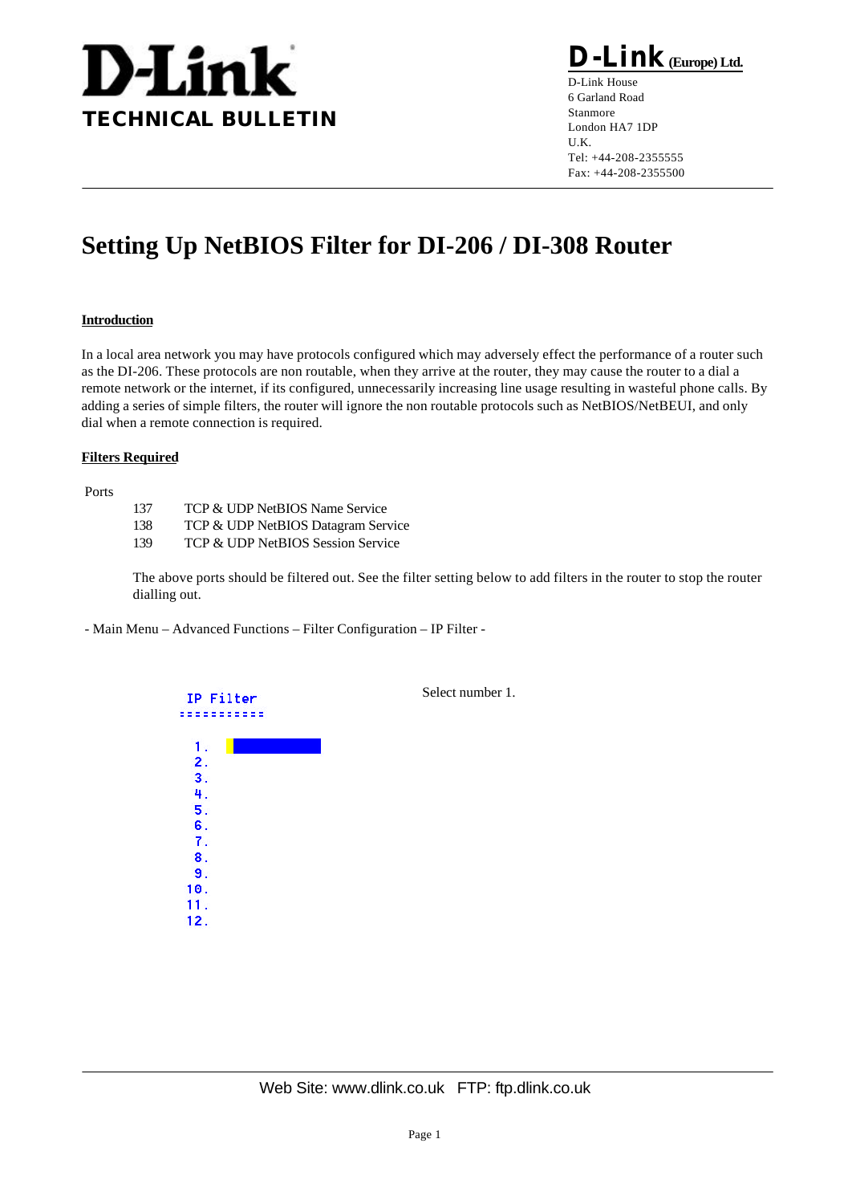# D-Link TECHNICAL BULLETIN

**D-Link (Europe) Ltd.**
D-Link House
6 Garland Road
Stanmore
London HA7 1DP
U.K.
Tel: +44-208-2355555
Fax: +44-208-2355500

# Setting Up NetBIOS Filter for DI-206 / DI-308 Router

## Introduction

In a local area network you may have protocols configured which may adversely effect the performance of a router such as the DI-206. These protocols are non routable, when they arrive at the router, they may cause the router to a dial a remote network or the internet, if its configured, unnecessarily increasing line usage resulting in wasteful phone calls. By adding a series of simple filters, the router will ignore the non routable protocols such as NetBIOS/NetBEUI, and only dial when a remote connection is required.

## Filters Required

Ports

| | |
|---|---|
| 137 | TCP & UDP NetBIOS Name Service |
| 138 | TCP & UDP NetBIOS Datagram Service |
| 139 | TCP & UDP NetBIOS Session Service |

The above ports should be filtered out. See the filter setting below to add filters in the router to stop the router dialling out.

- Main Menu – Advanced Functions – Filter Configuration – IP Filter -

```
IP Filter
===========

 1.
 2.
 3.
 4.
 5.
 6.
 7.
 8.
 9.
10.
11.
12.
```

Select number 1.

Web Site: www.dlink.co.uk FTP: ftp.dlink.co.uk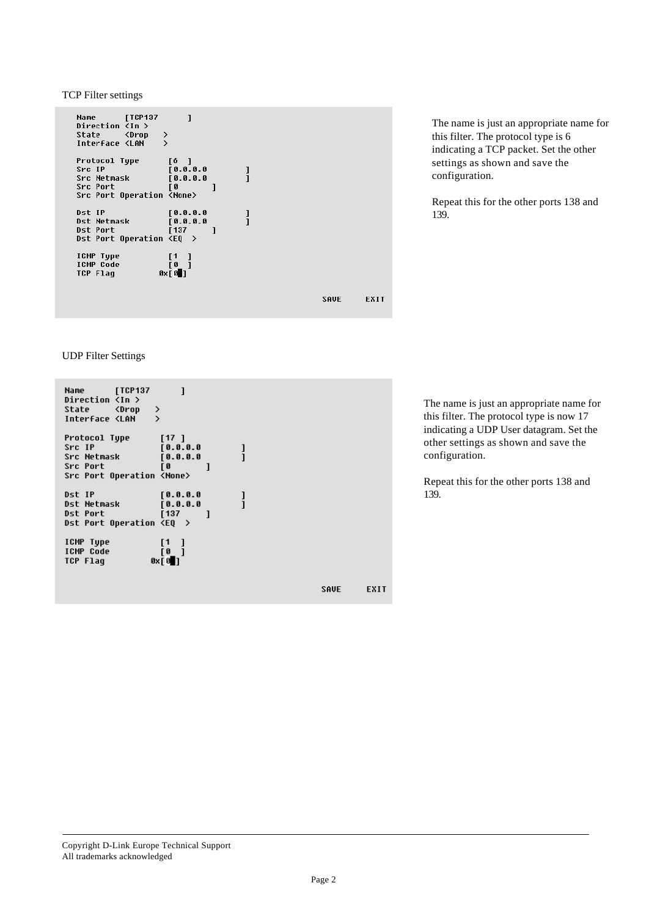TCP Filter settings

```
Name      [TCP137      ]
Direction <In >
State     <Drop   >
Interface <LAN    >

Protocol Type      [6  ]
Src IP             [0.0.0.0        ]
Src Netmask        [0.0.0.0        ]
Src Port           [0       ]
Src Port Operation <None>

Dst IP             [0.0.0.0        ]
Dst Netmask        [0.0.0.0        ]
Dst Port           [137     ]
Dst Port Operation <EQ  >

ICMP Type          [1  ]
ICMP Code          [0  ]
TCP Flag         0x[0 ]

                                                   SAVE    EXIT
```

The name is just an appropriate name for this filter. The protocol type is 6 indicating a TCP packet. Set the other settings as shown and save the configuration.

Repeat this for the other ports 138 and 139.

UDP Filter Settings

```
Name      [TCP137      ]
Direction <In >
State     <Drop   >
Interface <LAN    >

Protocol Type      [17 ]
Src IP             [0.0.0.0        ]
Src Netmask        [0.0.0.0        ]
Src Port           [0       ]
Src Port Operation <None>

Dst IP             [0.0.0.0        ]
Dst Netmask        [0.0.0.0        ]
Dst Port           [137     ]
Dst Port Operation <EQ  >

ICMP Type          [1  ]
ICMP Code          [0  ]
TCP Flag         0x[0 ]

                                                   SAVE    EXIT
```

The name is just an appropriate name for this filter. The protocol type is now 17 indicating a UDP User datagram. Set the other settings as shown and save the configuration.

Repeat this for the other ports 138 and 139.

Copyright D-Link Europe Technical Support
All trademarks acknowledged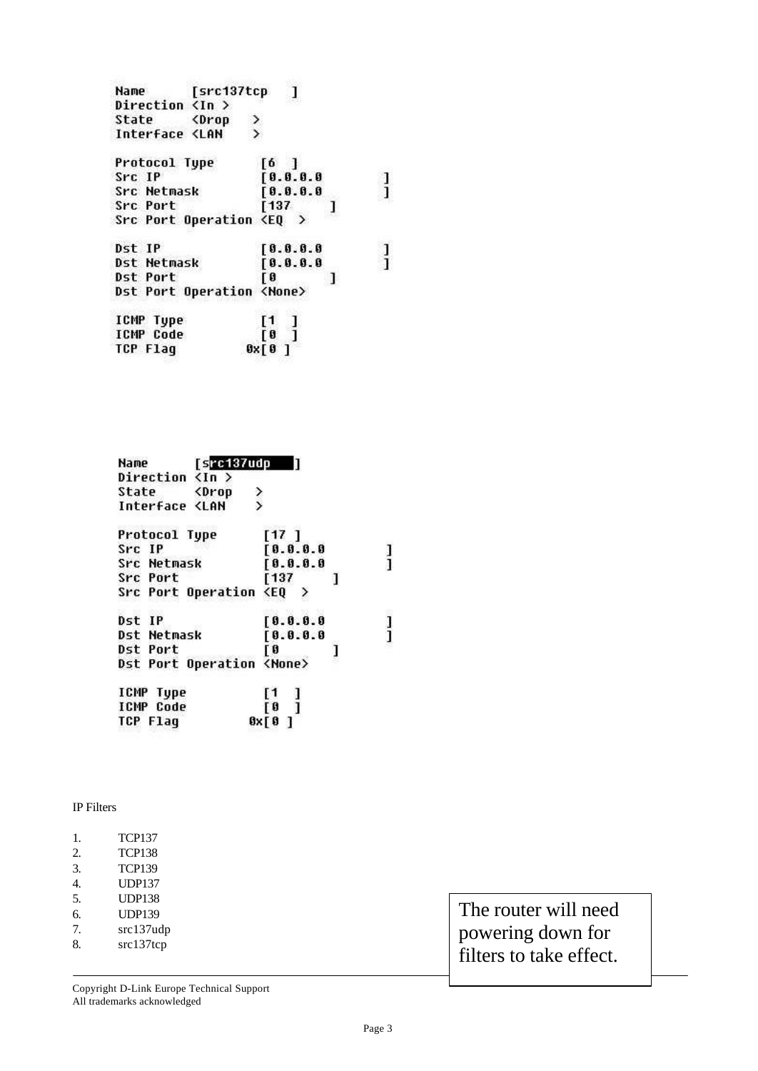```
Name       [src137tcp    ]
Direction <In >
State     <Drop    >
Interface <LAN     >

Protocol Type        [6  ]
Src IP               [0.0.0.0          ]
Src Netmask          [0.0.0.0          ]
Src Port             [137      ]
Src Port Operation <EQ  >

Dst IP               [0.0.0.0          ]
Dst Netmask          [0.0.0.0          ]
Dst Port             [0        ]
Dst Port Operation <None>

ICMP Type            [1  ]
ICMP Code            [0  ]
TCP Flag           0x[0 ]
```

```
Name       [src137udp    ]
Direction <In >
State     <Drop    >
Interface <LAN     >

Protocol Type        [17 ]
Src IP               [0.0.0.0          ]
Src Netmask          [0.0.0.0          ]
Src Port             [137      ]
Src Port Operation <EQ  >

Dst IP               [0.0.0.0          ]
Dst Netmask          [0.0.0.0          ]
Dst Port             [0        ]
Dst Port Operation <None>

ICMP Type            [1  ]
ICMP Code            [0  ]
TCP Flag           0x[0 ]
```

IP Filters

1. TCP137
2. TCP138
3. TCP139
4. UDP137
5. UDP138
6. UDP139
7. src137udp
8. src137tcp

The router will need powering down for filters to take effect.

Copyright D-Link Europe Technical Support
All trademarks acknowledged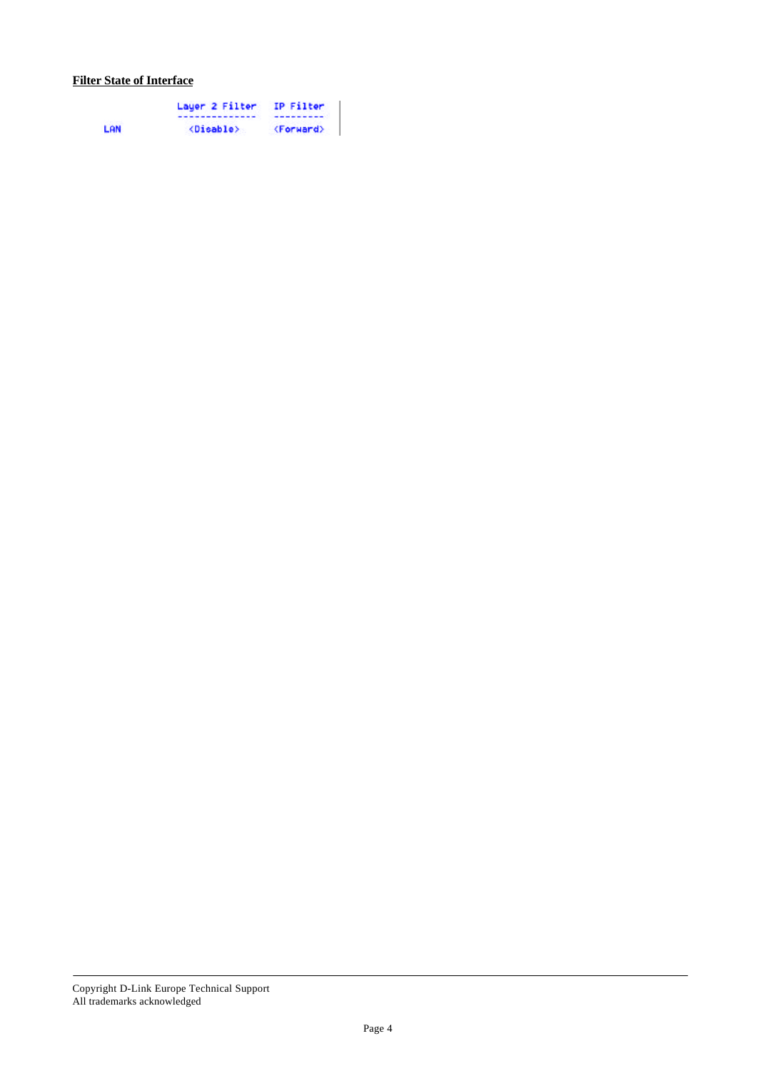**Filter State of Interface**

| | Layer 2 Filter | IP Filter |
|---|---|---|
| LAN | <Disable> | <Forward> |

Copyright D-Link Europe Technical Support
All trademarks acknowledged